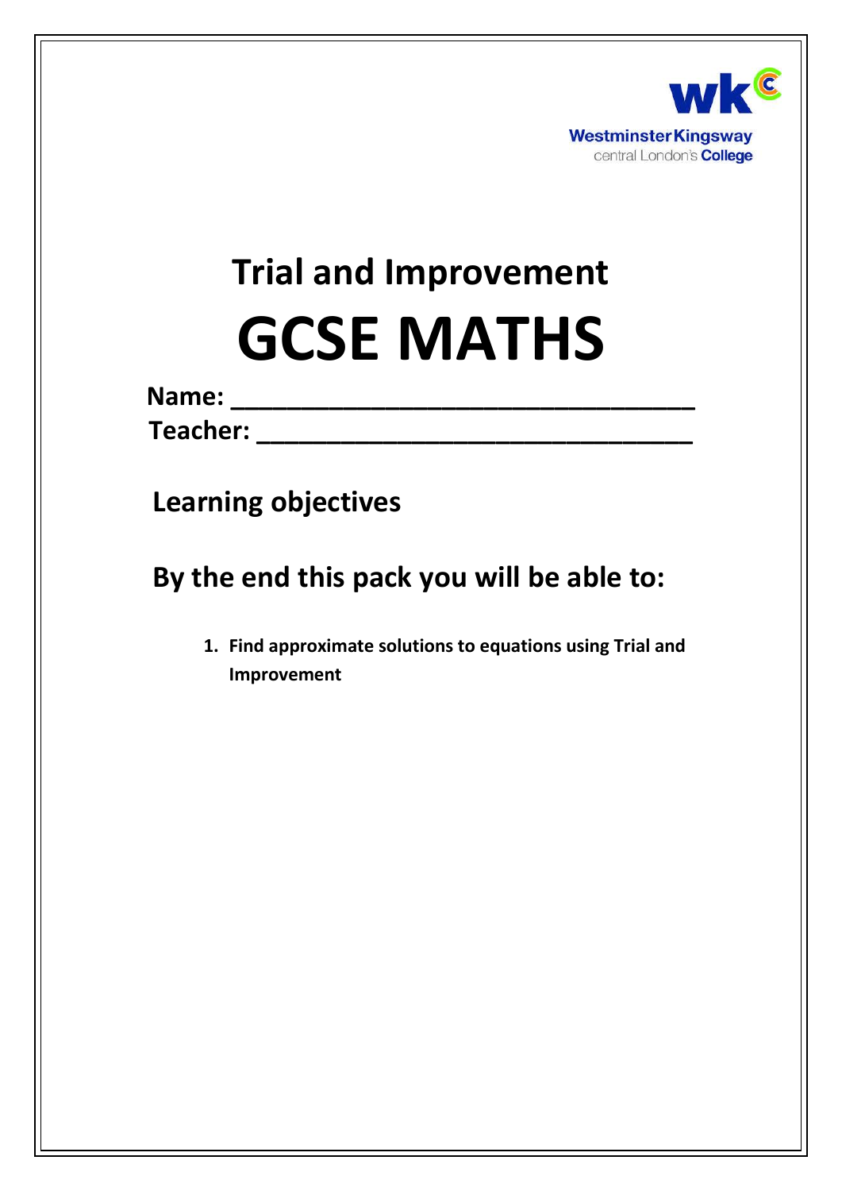Westminster Kingsway
central London's College

# Trial and Improvement

# GCSE MATHS

**Name: ________________________________**

**Teacher: ______________________________**

## Learning objectives

## By the end this pack you will be able to:

1. **Find approximate solutions to equations using Trial and Improvement**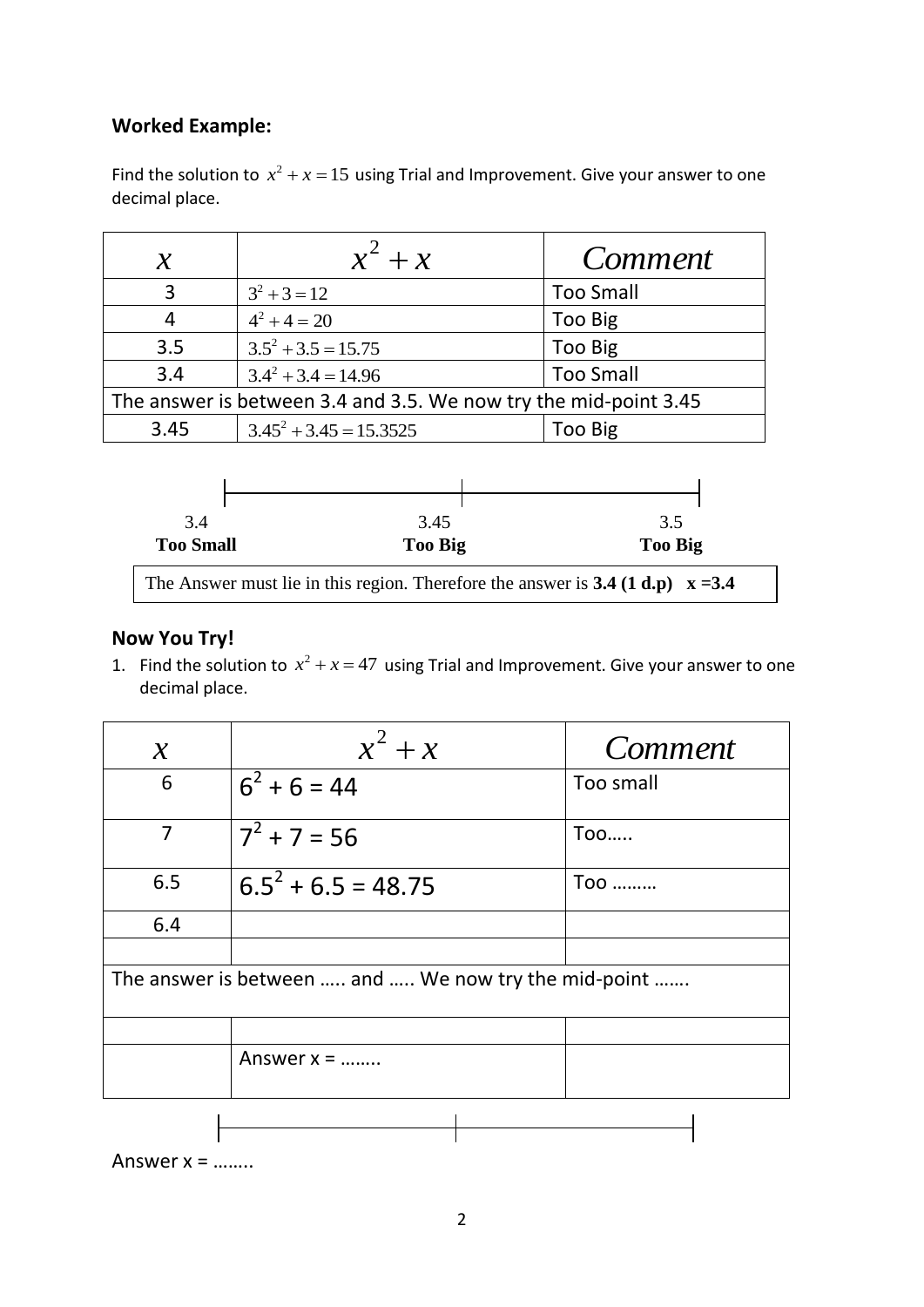## Worked Example:

Find the solution to $x^2 + x = 15$ using Trial and Improvement. Give your answer to one decimal place.

| $x$ | $x^2 + x$ | Comment |
|---|---|---|
| 3 | $3^2 + 3 = 12$ | Too Small |
| 4 | $4^2 + 4 = 20$ | Too Big |
| 3.5 | $3.5^2 + 3.5 = 15.75$ | Too Big |
| 3.4 | $3.4^2 + 3.4 = 14.96$ | Too Small |
| The answer is between 3.4 and 3.5. We now try the mid-point 3.45 | | |
| 3.45 | $3.45^2 + 3.45 = 15.3525$ | Too Big |

| 3.4 | 3.45 | 3.5 |
|---|---|---|
| **Too Small** | **Too Big** | **Too Big** |

The Answer must lie in this region. Therefore the answer is **3.4 (1 d.p)** **x =3.4**

## Now You Try!

1. Find the solution to $x^2 + x = 47$ using Trial and Improvement. Give your answer to one decimal place.

| $x$ | $x^2 + x$ | Comment |
|---|---|---|
| 6 | $6^2 + 6 = 44$ | Too small |
| 7 | $7^2 + 7 = 56$ | Too….. |
| 6.5 | $6.5^2 + 6.5 = 48.75$ | Too ……… |
| 6.4 | | |
| | | |
| The answer is between ….. and ….. We now try the mid-point ……. | | |
| | | |
| | Answer x = …….. | |

Answer x = ……..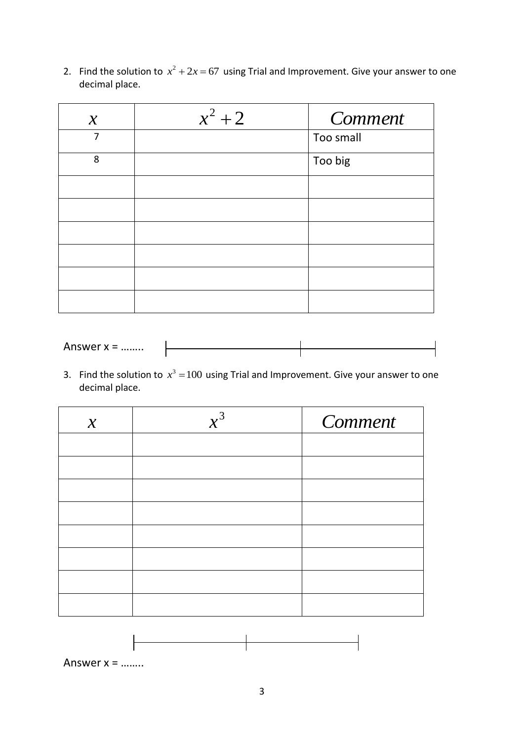2. Find the solution to $x^2 + 2x = 67$ using Trial and Improvement. Give your answer to one decimal place.

| $x$ | $x^2 + 2$ | *Comment* |
| --- | --- | --- |
| 7 | | Too small |
| 8 | | Too big |
| | | |
| | | |
| | | |
| | | |
| | | |
| | | |

Answer x = ........

3. Find the solution to $x^3 = 100$ using Trial and Improvement. Give your answer to one decimal place.

| $x$ | $x^3$ | *Comment* |
| --- | --- | --- |
| | | |
| | | |
| | | |
| | | |
| | | |
| | | |
| | | |
| | | |

Answer x = ........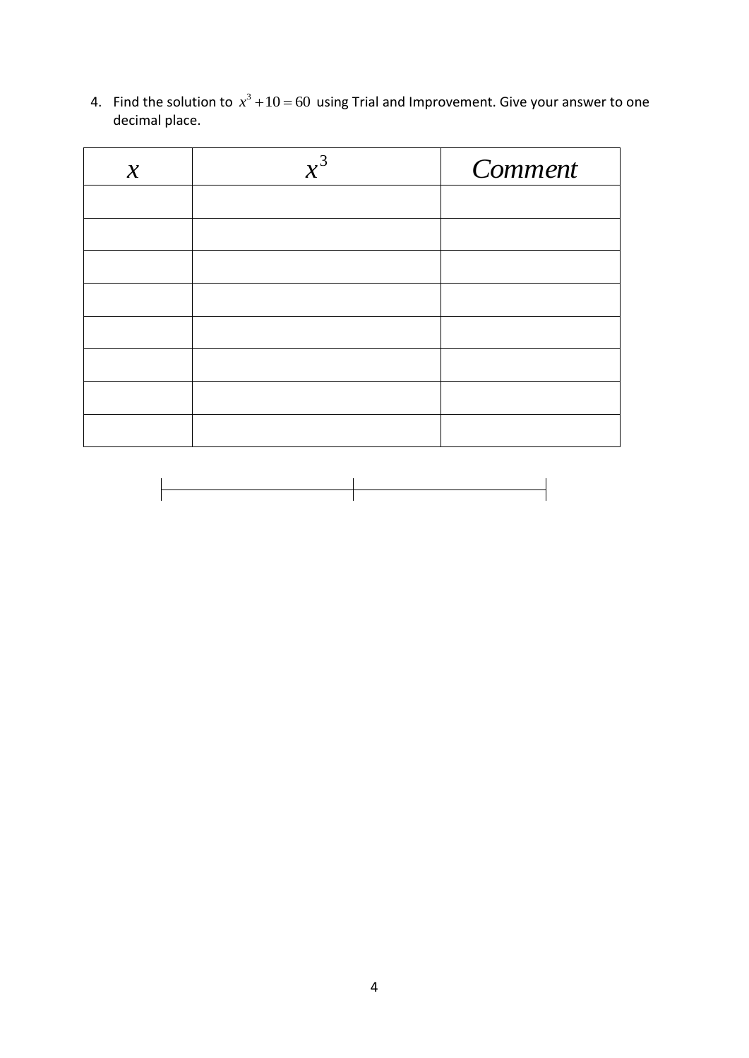4. Find the solution to $x^3 + 10 = 60$ using Trial and Improvement. Give your answer to one decimal place.

| $x$ | $x^3$ | *Comment* |
|---|---|---|
| | | |
| | | |
| | | |
| | | |
| | | |
| | | |
| | | |
| | | |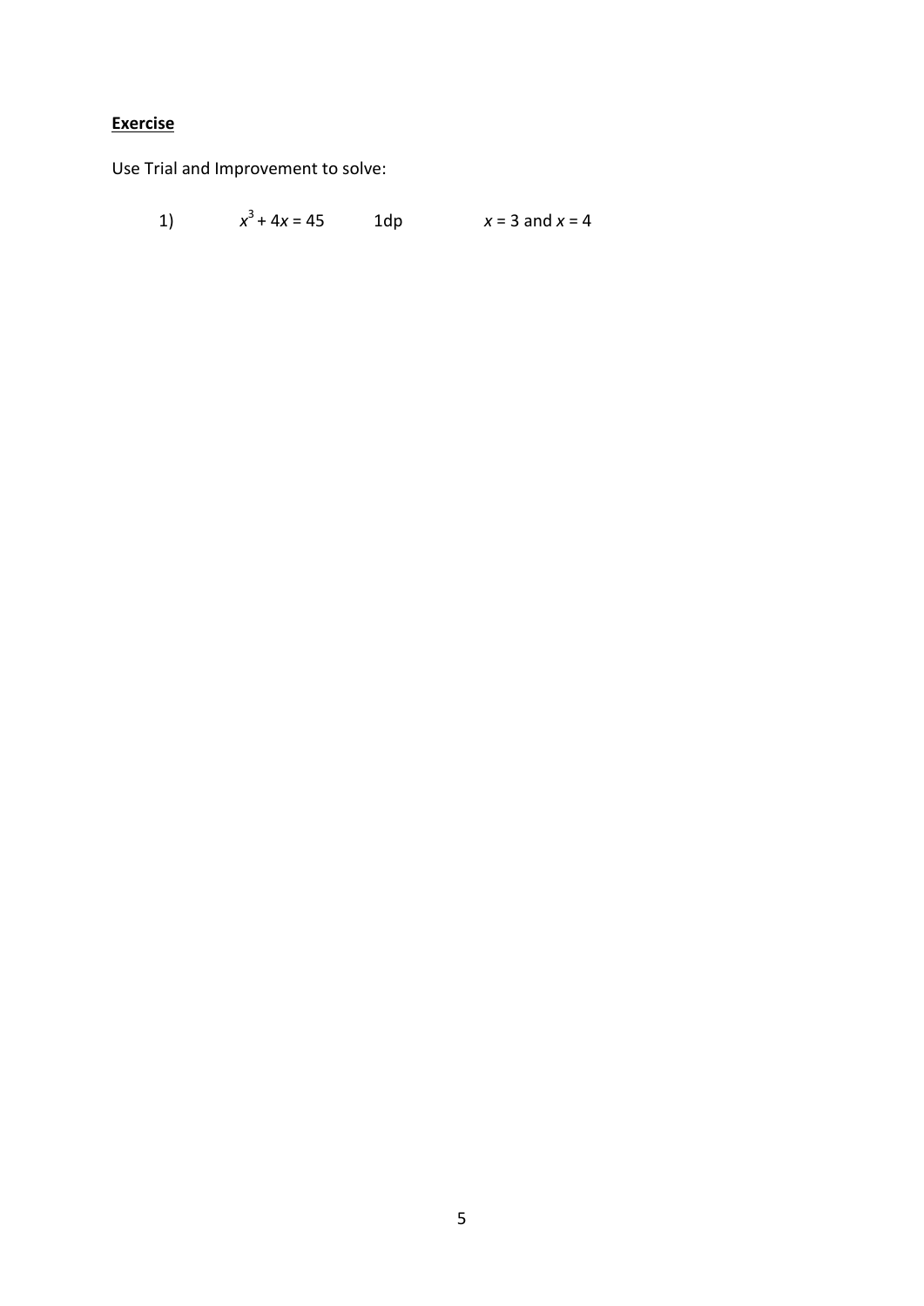**Exercise**

Use Trial and Improvement to solve:

1) $x^3 + 4x = 45$ 1dp $x = 3$ and $x = 4$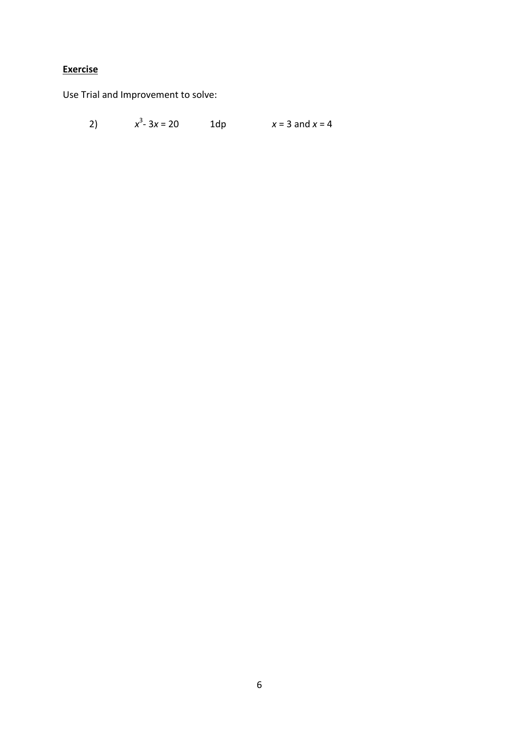**Exercise**

Use Trial and Improvement to solve:

2) $x^3 - 3x = 20$ 1dp $x = 3$ and $x = 4$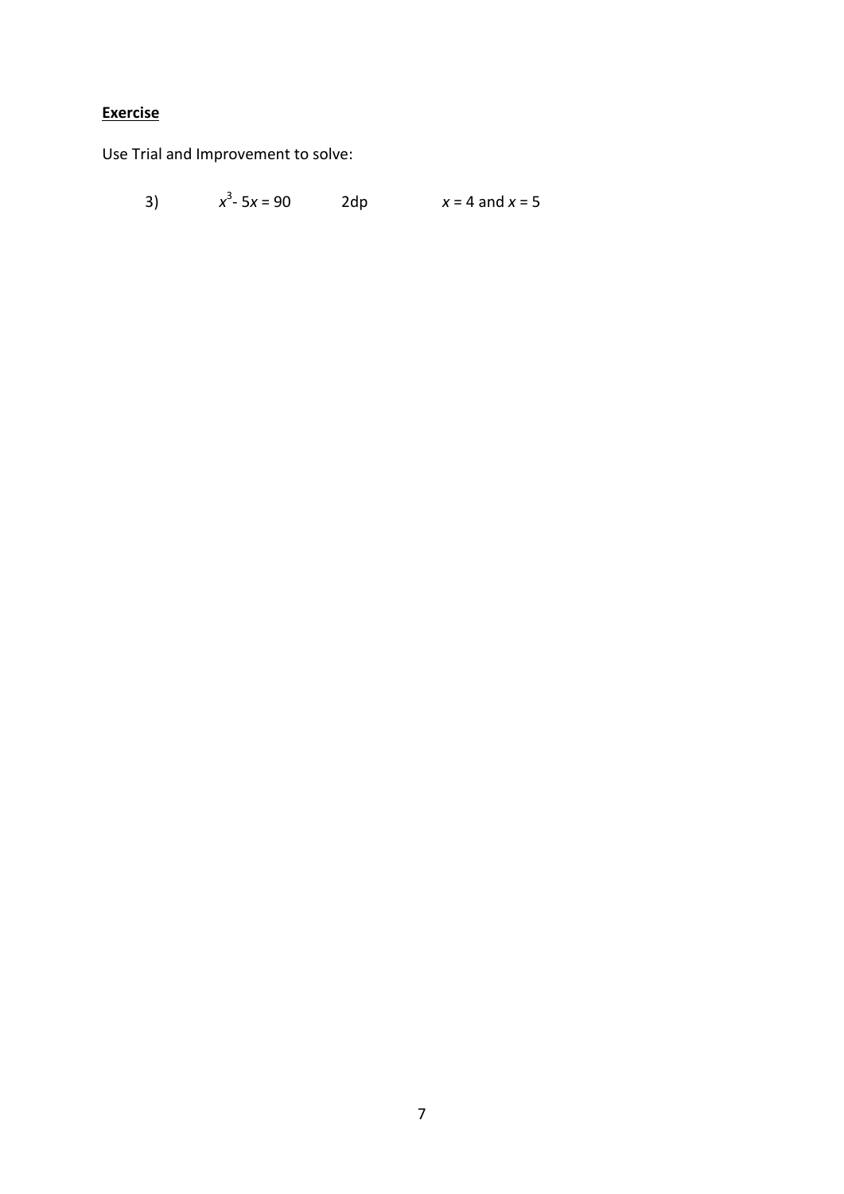**Exercise**

Use Trial and Improvement to solve:

3) $x^3 - 5x = 90$ 2dp $x = 4$ and $x = 5$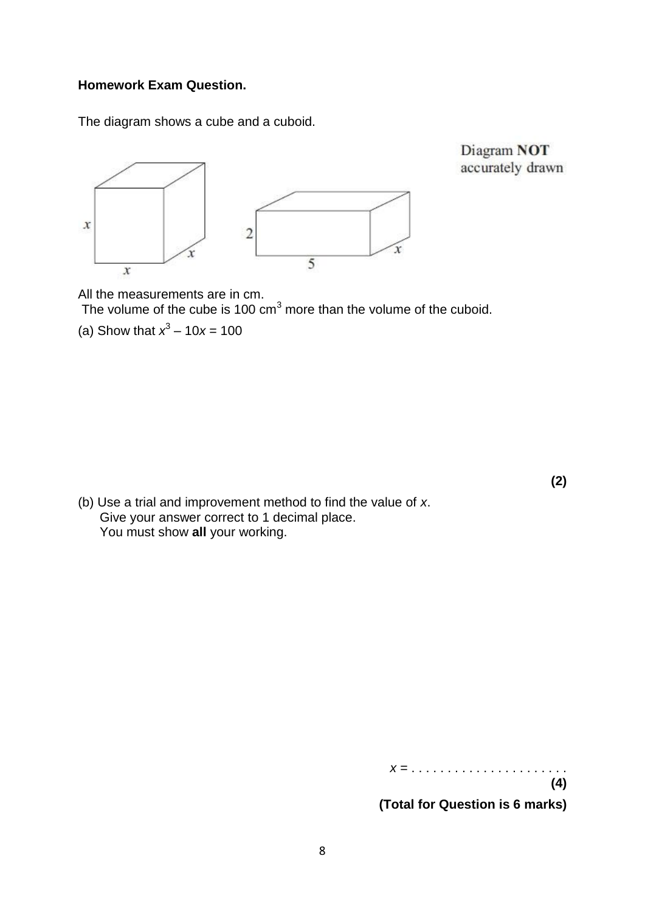**Homework Exam Question.**

The diagram shows a cube and a cuboid.

Diagram **NOT** accurately drawn

$x$

$x$

$x$

2

5

$x$

All the measurements are in cm.
The volume of the cube is 100 cm$^3$ more than the volume of the cuboid.

(a) Show that $x^3 - 10x = 100$

**(2)**

(b) Use a trial and improvement method to find the value of $x$.
Give your answer correct to 1 decimal place.
You must show **all** your working.

$x$ = . . . . . . . . . . . . . . . . . . . . .

**(4)**

**(Total for Question is 6 marks)**